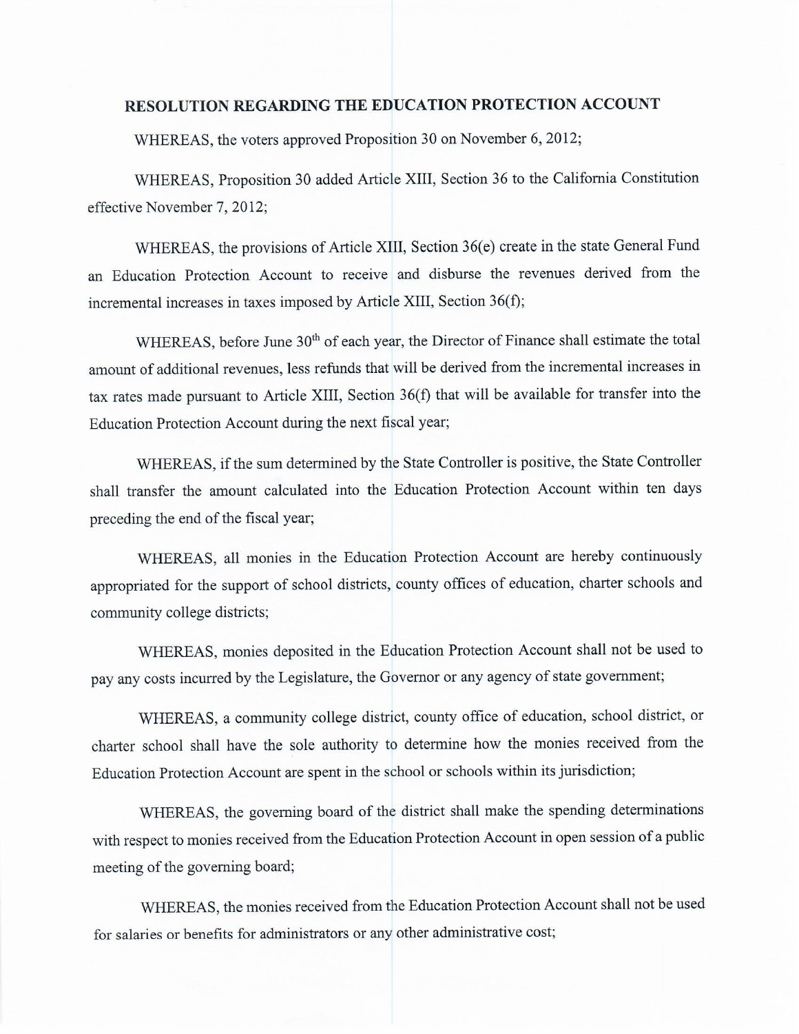## RESOLUTION REGARDING THE EDUCATION PROTECTION ACCOUNT

WHEREAS, the voters approved Proposition 30 on November 6, 2012;

WHEREAS, Proposition 30 added Article XIII, Section 36 to the California Constitution effective November 7, 2012;

WHEREAS, the provisions of Article XIII, Section 36(e) create in the state General Fund an Education Protection Account to receive and disburse the revenues derived from the incremental increases in taxes imposed by Article XIII, Section 36(f);

WHEREAS, before June 30th of each year, the Director of Finance shall estimate the total amount of additional revenues, less refunds that will be derived from the incremental increases in tax rates made pursuant to Article XIII, Section 36(f) that will be available for transfer into the Education Protection Account during the next fiscal year;

WHEREAS, if the sum determined by the State Controller is positive, the State Controller shall transfer the amount calculated into the Education Protection Account within ten days preceding the end of the fiscal year;

WHEREAS, all monies in the Education Protection Account are hereby continuously appropriated for the support of school districts, county offices of education, charter schools and community college districts;

WHEREAS, monies deposited in the Education Protection Account shall not be used to pay any costs incurred by the Legislature, the Governor or any agency of state government;

WHEREAS, a community college district, county office of education, school district, or charter school shall have the sole authority to determine how the monies received from the Education Protection Account are spent in the school or schools within its jurisdiction;

WHEREAS, the governing board of the district shall make the spending determinations with respect to monies received from the Education Protection Account in open session of a public meeting of the governing board;

WHEREAS, the monies received from the Education Protection Account shall not be used for salaries or benefits for administrators or any other administrative cost;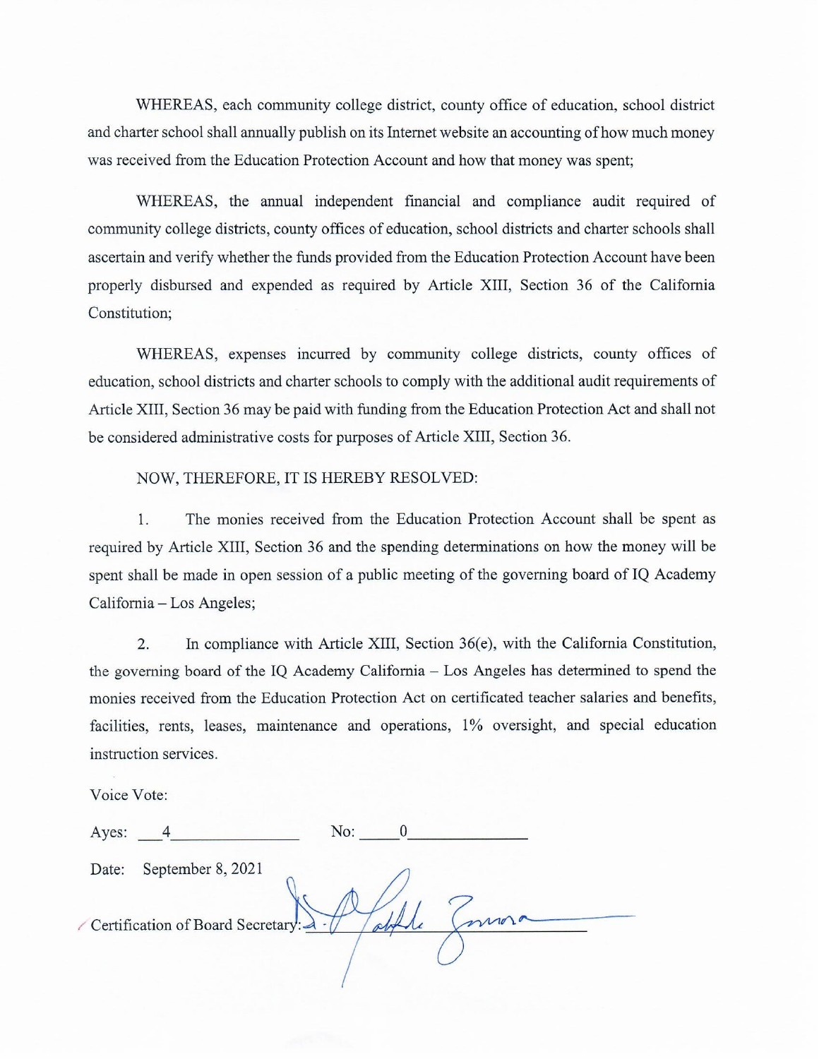WHEREAS, each community college district, county office of education, school district and charter school shall annually publish on its Internet website an accounting of how much money was received from the Education Protection Account and how that money was spent;

WHEREAS, the annual independent financial and compliance audit required of community college districts, county offices of education, school districts and charter schools shall ascertain and verify whether the funds provided from the Education Protection Account have been properly disbursed and expended as required by Article XIII, Section 36 of the California Constitution;

WHEREAS, expenses incurred by community college districts, county offices of education, school districts and charter schools to comply with the additional audit requirements of Article XIII, Section 36 may be paid with funding from the Education Protection Act and shall not be considered administrative costs for purposes of Article XIII, Section 36.

NOW, THEREFORE, IT IS HEREBY RESOLVED:

1. The monies received from the Education Protection Account shall be spent as required by Article XIII, Section 36 and the spending determinations on how the money will be spent shall be made in open session of a public meeting of the governing board of IQ Academy California – Los Angeles;

2. In compliance with Article XIII, Section 36(e), with the California Constitution, the governing board of the IQ Academy California – Los Angeles has determined to spend the monies received from the Education Protection Act on certificated teacher salaries and benefits, facilities, rents, leases, maintenance and operations, 1% oversight, and special education instruction services.

Voice Vote:

Ayes: 4 No: 0

Date: September 8, 2021

Certification of Board Secretary: ______________________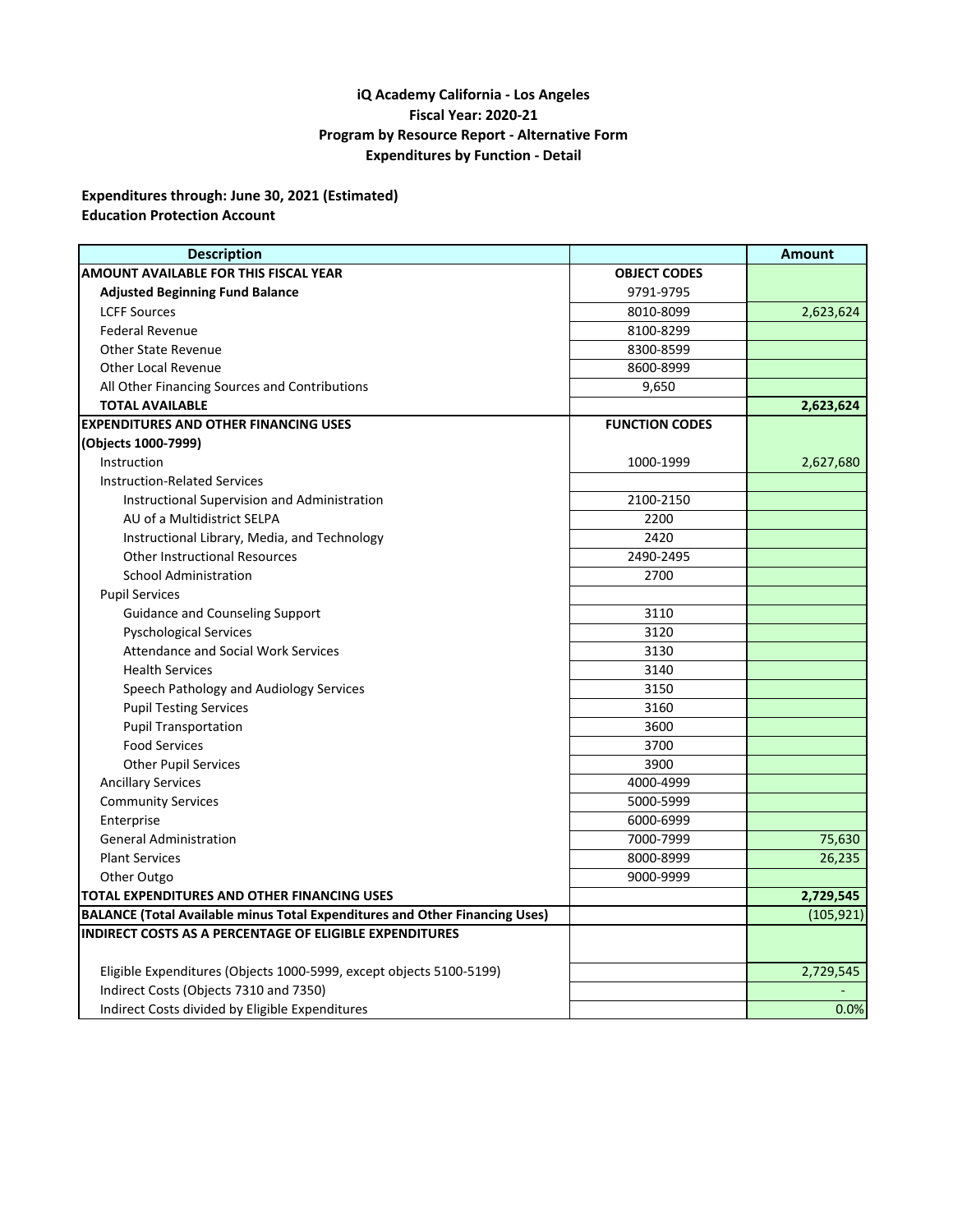**iQ Academy California - Los Angeles**
**Fiscal Year: 2020-21**
**Program by Resource Report - Alternative Form**
**Expenditures by Function - Detail**

**Expenditures through: June 30, 2021 (Estimated)**
**Education Protection Account**

| Description | | Amount |
|---|---|---|
| **AMOUNT AVAILABLE FOR THIS FISCAL YEAR** | **OBJECT CODES** | |
| **Adjusted Beginning Fund Balance** | 9791-9795 | |
| LCFF Sources | 8010-8099 | 2,623,624 |
| Federal Revenue | 8100-8299 | |
| Other State Revenue | 8300-8599 | |
| Other Local Revenue | 8600-8999 | |
| All Other Financing Sources and Contributions | 9,650 | |
| **TOTAL AVAILABLE** | | **2,623,624** |
| **EXPENDITURES AND OTHER FINANCING USES** | **FUNCTION CODES** | |
| **(Objects 1000-7999)** | | |
| Instruction | 1000-1999 | 2,627,680 |
| Instruction-Related Services | | |
| Instructional Supervision and Administration | 2100-2150 | |
| AU of a Multidistrict SELPA | 2200 | |
| Instructional Library, Media, and Technology | 2420 | |
| Other Instructional Resources | 2490-2495 | |
| School Administration | 2700 | |
| Pupil Services | | |
| Guidance and Counseling Support | 3110 | |
| Pyschological Services | 3120 | |
| Attendance and Social Work Services | 3130 | |
| Health Services | 3140 | |
| Speech Pathology and Audiology Services | 3150 | |
| Pupil Testing Services | 3160 | |
| Pupil Transportation | 3600 | |
| Food Services | 3700 | |
| Other Pupil Services | 3900 | |
| Ancillary Services | 4000-4999 | |
| Community Services | 5000-5999 | |
| Enterprise | 6000-6999 | |
| General Administration | 7000-7999 | 75,630 |
| Plant Services | 8000-8999 | 26,235 |
| Other Outgo | 9000-9999 | |
| **TOTAL EXPENDITURES AND OTHER FINANCING USES** | | **2,729,545** |
| **BALANCE (Total Available minus Total Expenditures and Other Financing Uses)** | | (105,921) |
| **INDIRECT COSTS AS A PERCENTAGE OF ELIGIBLE EXPENDITURES** | | |
| Eligible Expenditures (Objects 1000-5999, except objects 5100-5199) | | 2,729,545 |
| Indirect Costs (Objects 7310 and 7350) | | - |
| Indirect Costs divided by Eligible Expenditures | | 0.0% |